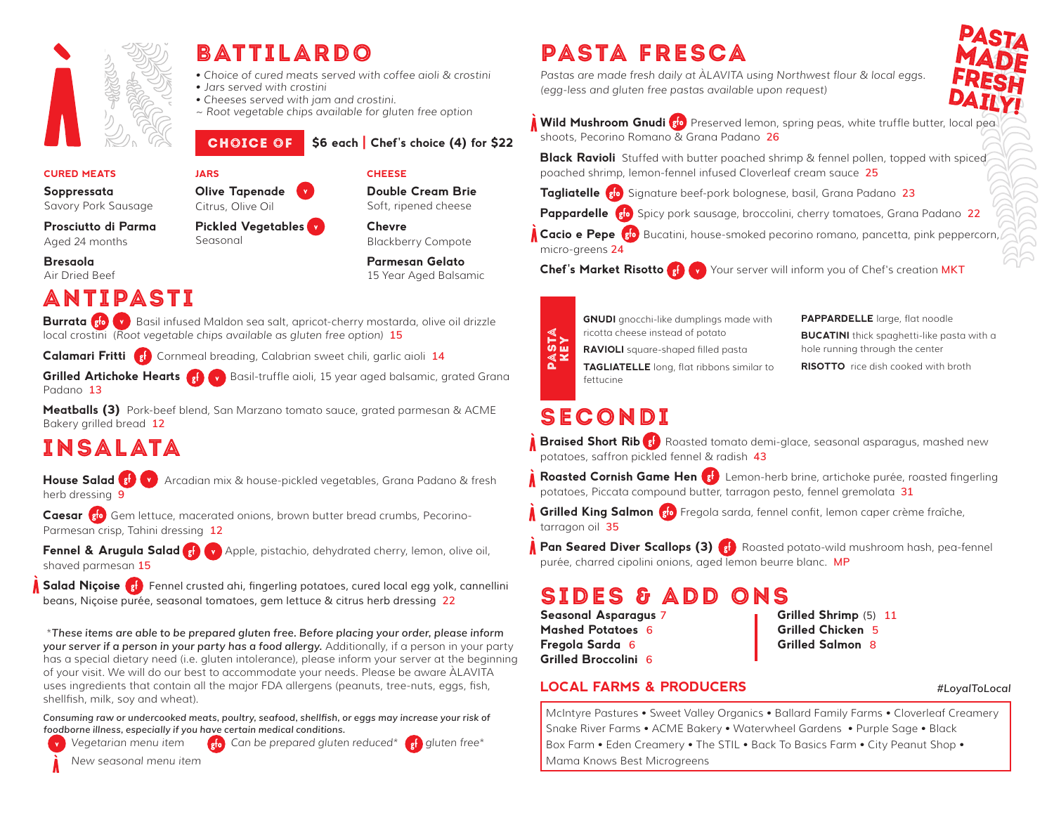# BATTILARDO

- *Choice of cured meats served with coffee aioli & crostini*
- *Jars served with crostini*
- *Cheeses served with jam and crostini.*

*~ Root vegetable chips available for gluten free option*

**CHOICE OF** **$6 each | Chef's choice (4) for $22**

### CURED MEATS

**Soppressata**
Savory Pork Sausage

**Prosciutto di Parma**
Aged 24 months

**Bresaola**
Air Dried Beef

### JARS

**Olive Tapenade** (v)
Citrus, Olive Oil

**Pickled Vegetables** (v)
Seasonal

### CHEESE

**Double Cream Brie**
Soft, ripened cheese

**Chevre**
Blackberry Compote

**Parmesan Gelato**
15 Year Aged Balsamic

# ANTIPASTI

**Burrata** (gfo) (v) Basil infused Maldon sea salt, apricot-cherry mostarda, olive oil drizzle local crostini *(Root vegetable chips available as gluten free option)* 15

**Calamari Fritti** (gf) Cornmeal breading, Calabrian sweet chili, garlic aioli 14

**Grilled Artichoke Hearts** (gf) (v) Basil-truffle aioli, 15 year aged balsamic, grated Grana Padano 13

**Meatballs (3)** Pork-beef blend, San Marzano tomato sauce, grated parmesan & ACME Bakery grilled bread 12

# INSALATA

**House Salad** (gf) (v) Arcadian mix & house-pickled vegetables, Grana Padano & fresh herb dressing 9

**Caesar** (gfo) Gem lettuce, macerated onions, brown butter bread crumbs, Pecorino-Parmesan crisp, Tahini dressing 12

**Fennel & Arugula Salad** (gf) (v) Apple, pistachio, dehydrated cherry, lemon, olive oil, shaved parmesan 15

**Salad Niçoise** (new) (gf) Fennel crusted ahi, fingerling potatoes, cured local egg yolk, cannellini beans, Niçoise purée, seasonal tomatoes, gem lettuce & citrus herb dressing 22

**These items are able to be prepared gluten free. Before placing your order, please inform your server if a person in your party has a food allergy.* Additionally, if a person in your party has a special dietary need (i.e. gluten intolerance), please inform your server at the beginning of your visit. We will do our best to accommodate your needs. Please be aware ÀLAVITA uses ingredients that contain all the major FDA allergens (peanuts, tree-nuts, eggs, fish, shellfish, milk, soy and wheat).

*Consuming raw or undercooked meats, poultry, seafood, shellfish, or eggs may increase your risk of foodborne illness, especially if you have certain medical conditions.*

(v) *Vegetarian menu item* (gfo) *Can be prepared gluten reduced** (gf) *gluten free**
(new) *New seasonal menu item*

# PASTA FRESCA

**PASTA MADE FRESH DAILY!**

*Pastas are made fresh daily at ÀLAVITA using Northwest flour & local eggs. (egg-less and gluten free pastas available upon request)*

**Wild Mushroom Gnudi** (new) (gfo) Preserved lemon, spring peas, white truffle butter, local pea shoots, Pecorino Romano & Grana Padano 26

**Black Ravioli** Stuffed with butter poached shrimp & fennel pollen, topped with spiced poached shrimp, lemon-fennel infused Cloverleaf cream sauce 25

**Tagliatelle** (gfo) Signature beef-pork bolognese, basil, Grana Padano 23

**Pappardelle** (gfo) Spicy pork sausage, broccolini, cherry tomatoes, Grana Padano 22

**Cacio e Pepe** (new) (gfo) Bucatini, house-smoked pecorino romano, pancetta, pink peppercorn, micro-greens 24

**Chef's Market Risotto** (gf) (v) Your server will inform you of Chef's creation MKT

### PASTA KEY

**GNUDI** gnocchi-like dumplings made with ricotta cheese instead of potato
**RAVIOLI** square-shaped filled pasta
**TAGLIATELLE** long, flat ribbons similar to fettucine
**PAPPARDELLE** large, flat noodle
**BUCATINI** thick spaghetti-like pasta with a hole running through the center
**RISOTTO** rice dish cooked with broth

# SECONDI

**Braised Short Rib** (new) (gf) Roasted tomato demi-glace, seasonal asparagus, mashed new potatoes, saffron pickled fennel & radish 43

**Roasted Cornish Game Hen** (new) (gf) Lemon-herb brine, artichoke purée, roasted fingerling potatoes, Piccata compound butter, tarragon pesto, fennel gremolata 31

**Grilled King Salmon** (new) (gfo) Fregola sarda, fennel confit, lemon caper crème fraîche, tarragon oil 35

**Pan Seared Diver Scallops (3)** (new) (gf) Roasted potato-wild mushroom hash, pea-fennel purée, charred cipolini onions, aged lemon beurre blanc. MP

# SIDES & ADD ONS

**Seasonal Asparagus** 7
**Mashed Potatoes** 6
**Fregola Sarda** 6
**Grilled Broccolini** 6
**Grilled Shrimp** (5) 11
**Grilled Chicken** 5
**Grilled Salmon** 8

## LOCAL FARMS & PRODUCERS

*#LoyalToLocal*

McIntyre Pastures • Sweet Valley Organics • Ballard Family Farms • Cloverleaf Creamery Snake River Farms • ACME Bakery • Waterwheel Gardens • Purple Sage • Black Box Farm • Eden Creamery • The STIL • Back To Basics Farm • City Peanut Shop • Mama Knows Best Microgreens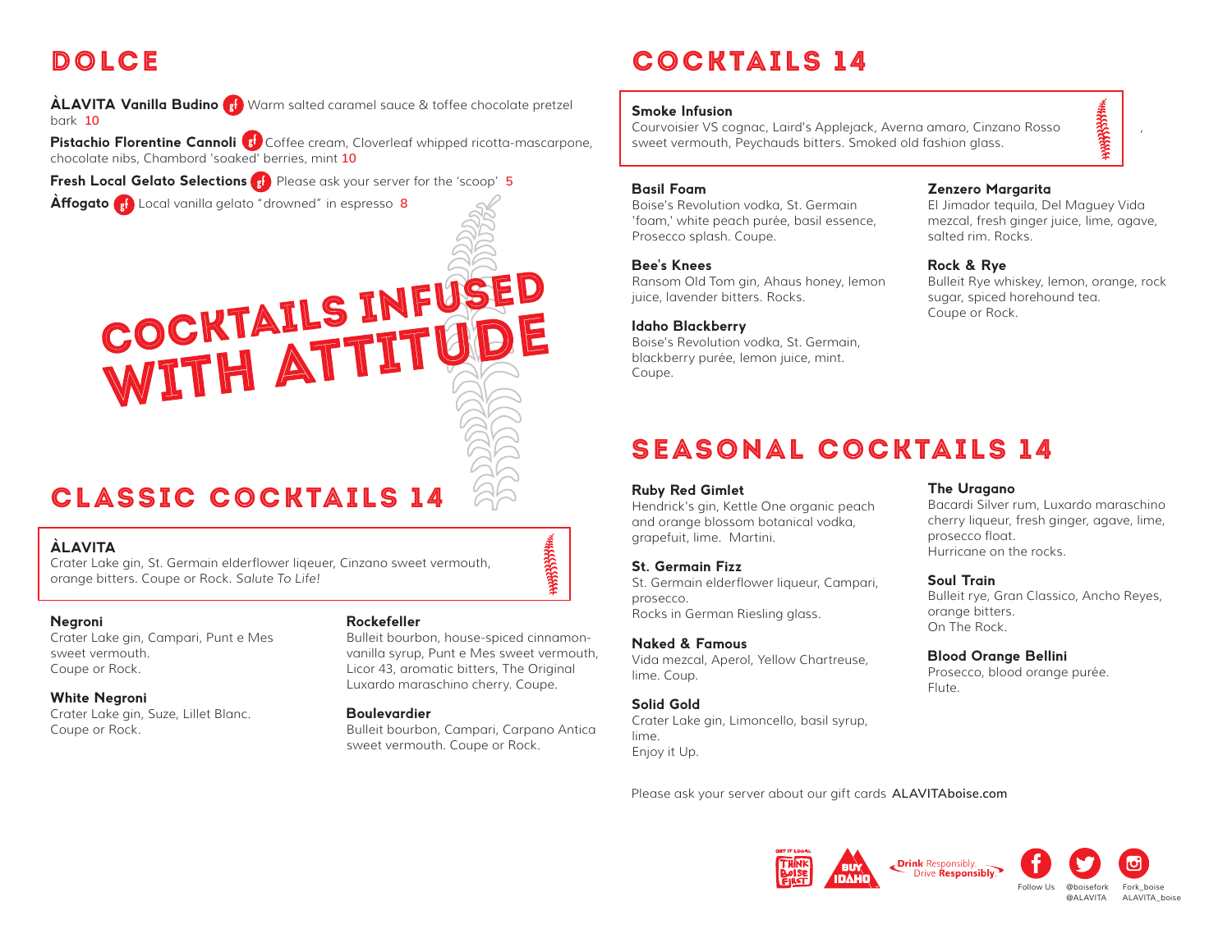## DOLCE

**ÀLAVITA Vanilla Budino** gf Warm salted caramel sauce & toffee chocolate pretzel bark 10

**Pistachio Florentine Cannoli** gf Coffee cream, Cloverleaf whipped ricotta-mascarpone, chocolate nibs, Chambord 'soaked' berries, mint 10

**Fresh Local Gelato Selections** gf Please ask your server for the 'scoop' 5

**Àffogato** gf Local vanilla gelato "drowned" in espresso 8

# COCKTAILS INFUSED WITH ATTITUDE

## CLASSIC COCKTAILS 14

**ÀLAVITA**
Crater Lake gin, St. Germain elderflower liqeuer, Cinzano sweet vermouth, orange bitters. Coupe or Rock. *Salute To Life!*

**Negroni**
Crater Lake gin, Campari, Punt e Mes sweet vermouth.
Coupe or Rock.

**White Negroni**
Crater Lake gin, Suze, Lillet Blanc.
Coupe or Rock.

**Rockefeller**
Bulleit bourbon, house-spiced cinnamon-vanilla syrup, Punt e Mes sweet vermouth, Licor 43, aromatic bitters, The Original Luxardo maraschino cherry. Coupe.

**Boulevardier**
Bulleit bourbon, Campari, Carpano Antica sweet vermouth. Coupe or Rock.

## COCKTAILS 14

**Smoke Infusion**
Courvoisier VS cognac, Laird's Applejack, Averna amaro, Cinzano Rosso sweet vermouth, Peychauds bitters. Smoked old fashion glass.

**Basil Foam**
Boise's Revolution vodka, St. Germain 'foam,' white peach purée, basil essence, Prosecco splash. Coupe.

**Bee's Knees**
Ransom Old Tom gin, Ahaus honey, lemon juice, lavender bitters. Rocks.

**Idaho Blackberry**
Boise's Revolution vodka, St. Germain, blackberry purée, lemon juice, mint.
Coupe.

**Zenzero Margarita**
El Jimador tequila, Del Maguey Vida mezcal, fresh ginger juice, lime, agave, salted rim. Rocks.

**Rock & Rye**
Bulleit Rye whiskey, lemon, orange, rock sugar, spiced horehound tea.
Coupe or Rock.

## SEASONAL COCKTAILS 14

**Ruby Red Gimlet**
Hendrick's gin, Kettle One organic peach and orange blossom botanical vodka, grapefuit, lime. Martini.

**St. Germain Fizz**
St. Germain elderflower liqueur, Campari, prosecco.
Rocks in German Riesling glass.

**Naked & Famous**
Vida mezcal, Aperol, Yellow Chartreuse, lime. Coup.

**Solid Gold**
Crater Lake gin, Limoncello, basil syrup, lime.
Enjoy it Up.

**The Uragano**
Bacardi Silver rum, Luxardo maraschino cherry liqueur, fresh ginger, agave, lime, prosecco float.
Hurricane on the rocks.

**Soul Train**
Bulleit rye, Gran Classico, Ancho Reyes, orange bitters.
On The Rock.

**Blood Orange Bellini**
Prosecco, blood orange purée.
Flute.

Please ask your server about our gift cards ALAVITAboise.com

GET IT LOCAL THINK Boise FIRST

BUY IDAHO

Drink Responsibly. Drive Responsibly.

Follow Us

@boisefork
@ALAVITA

Fork_boise
ALAVITA_boise